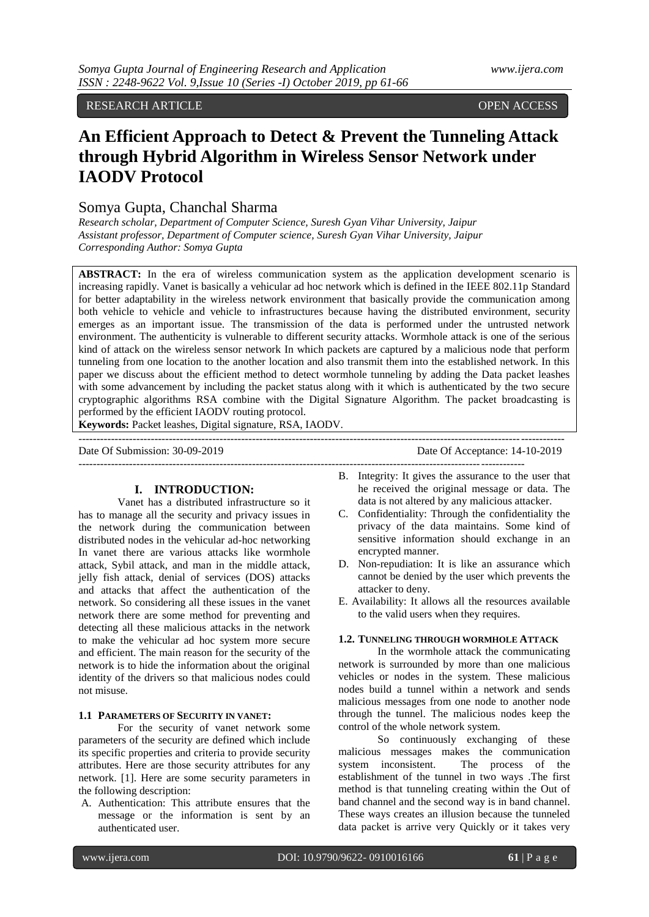RESEARCH ARTICLE OPEN ACCESS

# An Efficient Approach to Detect & Prevent the Tunneling Attack through Hybrid Algorithm in Wireless Sensor Network under IAODV Protocol

## Somya Gupta, Chanchal Sharma

*Research scholar, Department of Computer Science, Suresh Gyan Vihar University, Jaipur*
*Assistant professor, Department of Computer science, Suresh Gyan Vihar University, Jaipur*
*Corresponding Author: Somya Gupta*

**ABSTRACT:** In the era of wireless communication system as the application development scenario is increasing rapidly. Vanet is basically a vehicular ad hoc network which is defined in the IEEE 802.11p Standard for better adaptability in the wireless network environment that basically provide the communication among both vehicle to vehicle and vehicle to infrastructures because having the distributed environment, security emerges as an important issue. The transmission of the data is performed under the untrusted network environment. The authenticity is vulnerable to different security attacks. Wormhole attack is one of the serious kind of attack on the wireless sensor network In which packets are captured by a malicious node that perform tunneling from one location to the another location and also transmit them into the established network. In this paper we discuss about the efficient method to detect wormhole tunneling by adding the Data packet leashes with some advancement by including the packet status along with it which is authenticated by the two secure cryptographic algorithms RSA combine with the Digital Signature Algorithm. The packet broadcasting is performed by the efficient IAODV routing protocol.

**Keywords:** Packet leashes, Digital signature, RSA, IAODV.

Date Of Submission: 30-09-2019 Date Of Acceptance: 14-10-2019

## I. INTRODUCTION:

Vanet has a distributed infrastructure so it has to manage all the security and privacy issues in the network during the communication between distributed nodes in the vehicular ad-hoc networking In vanet there are various attacks like wormhole attack, Sybil attack, and man in the middle attack, jelly fish attack, denial of services (DOS) attacks and attacks that affect the authentication of the network. So considering all these issues in the vanet network there are some method for preventing and detecting all these malicious attacks in the network to make the vehicular ad hoc system more secure and efficient. The main reason for the security of the network is to hide the information about the original identity of the drivers so that malicious nodes could not misuse.

### 1.1 PARAMETERS OF SECURITY IN VANET:

For the security of vanet network some parameters of the security are defined which include its specific properties and criteria to provide security attributes. Here are those security attributes for any network. [1]. Here are some security parameters in the following description:

A. Authentication: This attribute ensures that the message or the information is sent by an authenticated user.
B. Integrity: It gives the assurance to the user that he received the original message or data. The data is not altered by any malicious attacker.
C. Confidentiality: Through the confidentiality the privacy of the data maintains. Some kind of sensitive information should exchange in an encrypted manner.
D. Non-repudiation: It is like an assurance which cannot be denied by the user which prevents the attacker to deny.
E. Availability: It allows all the resources available to the valid users when they requires.

### 1.2. TUNNELING THROUGH WORMHOLE ATTACK

In the wormhole attack the communicating network is surrounded by more than one malicious vehicles or nodes in the system. These malicious nodes build a tunnel within a network and sends malicious messages from one node to another node through the tunnel. The malicious nodes keep the control of the whole network system.

So continuously exchanging of these malicious messages makes the communication system inconsistent. The process of the establishment of the tunnel in two ways .The first method is that tunneling creating within the Out of band channel and the second way is in band channel. These ways creates an illusion because the tunneled data packet is arrive very Quickly or it takes very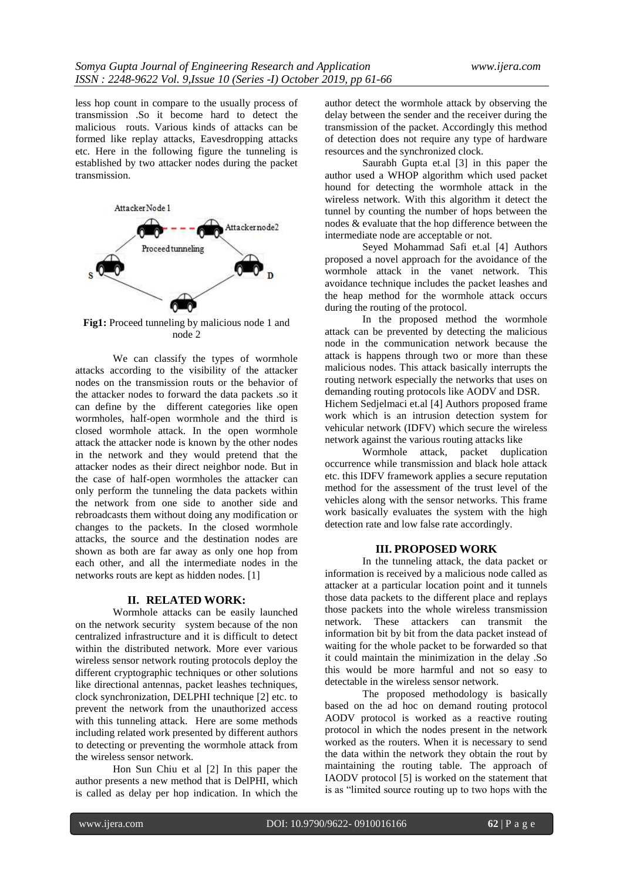less hop count in compare to the usually process of transmission .So it become hard to detect the malicious routs. Various kinds of attacks can be formed like replay attacks, Eavesdropping attacks etc. Here in the following figure the tunneling is established by two attacker nodes during the packet transmission.

**Fig1:** Proceed tunneling by malicious node 1 and node 2

We can classify the types of wormhole attacks according to the visibility of the attacker nodes on the transmission routs or the behavior of the attacker nodes to forward the data packets .so it can define by the different categories like open wormholes, half-open wormhole and the third is closed wormhole attack. In the open wormhole attack the attacker node is known by the other nodes in the network and they would pretend that the attacker nodes as their direct neighbor node. But in the case of half-open wormholes the attacker can only perform the tunneling the data packets within the network from one side to another side and rebroadcasts them without doing any modification or changes to the packets. In the closed wormhole attacks, the source and the destination nodes are shown as both are far away as only one hop from each other, and all the intermediate nodes in the networks routs are kept as hidden nodes. [1]

## II. RELATED WORK:

Wormhole attacks can be easily launched on the network security system because of the non centralized infrastructure and it is difficult to detect within the distributed network. More ever various wireless sensor network routing protocols deploy the different cryptographic techniques or other solutions like directional antennas, packet leashes techniques, clock synchronization, DELPHI technique [2] etc. to prevent the network from the unauthorized access with this tunneling attack. Here are some methods including related work presented by different authors to detecting or preventing the wormhole attack from the wireless sensor network.

Hon Sun Chiu et al [2] In this paper the author presents a new method that is DelPHI, which is called as delay per hop indication. In which the author detect the wormhole attack by observing the delay between the sender and the receiver during the transmission of the packet. Accordingly this method of detection does not require any type of hardware resources and the synchronized clock.

Saurabh Gupta et.al [3] in this paper the author used a WHOP algorithm which used packet hound for detecting the wormhole attack in the wireless network. With this algorithm it detect the tunnel by counting the number of hops between the nodes & evaluate that the hop difference between the intermediate node are acceptable or not.

Seyed Mohammad Safi et.al [4] Authors proposed a novel approach for the avoidance of the wormhole attack in the vanet network. This avoidance technique includes the packet leashes and the heap method for the wormhole attack occurs during the routing of the protocol.

In the proposed method the wormhole attack can be prevented by detecting the malicious node in the communication network because the attack is happens through two or more than these malicious nodes. This attack basically interrupts the routing network especially the networks that uses on demanding routing protocols like AODV and DSR.

Hichem Sedjelmaci et.al [4] Authors proposed frame work which is an intrusion detection system for vehicular network (IDFV) which secure the wireless network against the various routing attacks like

Wormhole attack, packet duplication occurrence while transmission and black hole attack etc. this IDFV framework applies a secure reputation method for the assessment of the trust level of the vehicles along with the sensor networks. This frame work basically evaluates the system with the high detection rate and low false rate accordingly.

## III. PROPOSED WORK

In the tunneling attack, the data packet or information is received by a malicious node called as attacker at a particular location point and it tunnels those data packets to the different place and replays those packets into the whole wireless transmission network. These attackers can transmit the information bit by bit from the data packet instead of waiting for the whole packet to be forwarded so that it could maintain the minimization in the delay .So this would be more harmful and not so easy to detectable in the wireless sensor network.

The proposed methodology is basically based on the ad hoc on demand routing protocol AODV protocol is worked as a reactive routing protocol in which the nodes present in the network worked as the routers. When it is necessary to send the data within the network they obtain the rout by maintaining the routing table. The approach of IAODV protocol [5] is worked on the statement that is as "limited source routing up to two hops with the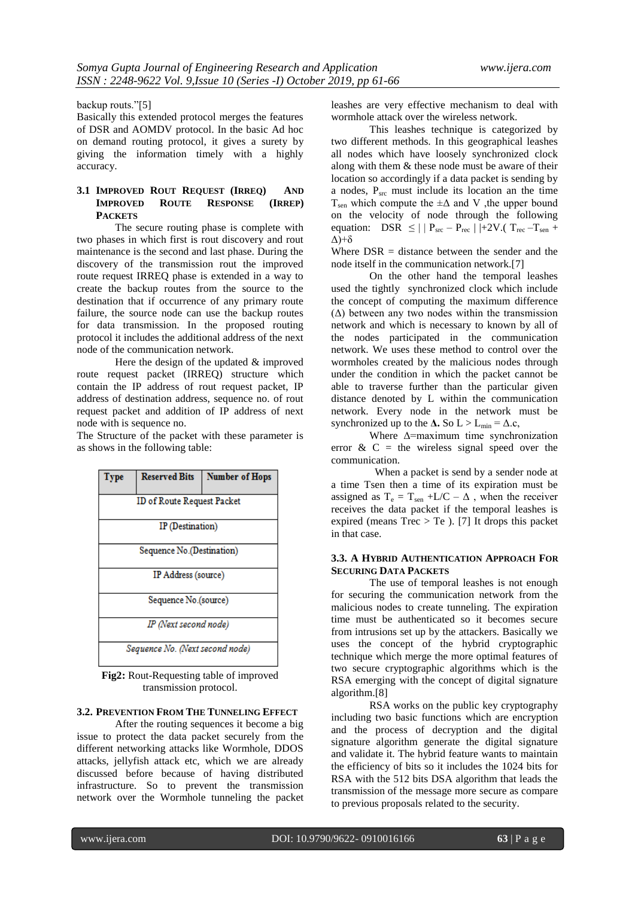backup routs."[5]

Basically this extended protocol merges the features of DSR and AOMDV protocol. In the basic Ad hoc on demand routing protocol, it gives a surety by giving the information timely with a highly accuracy.

### 3.1 Improved Rout Request (IRREQ) and Improved Route Response (IRREP) Packets

The secure routing phase is complete with two phases in which first is rout discovery and rout maintenance is the second and last phase. During the discovery of the transmission rout the improved route request IRREQ phase is extended in a way to create the backup routes from the source to the destination that if occurrence of any primary route failure, the source node can use the backup routes for data transmission. In the proposed routing protocol it includes the additional address of the next node of the communication network.

Here the design of the updated & improved route request packet (IRREQ) structure which contain the IP address of rout request packet, IP address of destination address, sequence no. of rout request packet and addition of IP address of next node with is sequence no.

The Structure of the packet with these parameter is as shows in the following table:

| Type | Reserved Bits | Number of Hops |
|---|---|---|
| ID of Route Request Packet | | |
| IP (Destination) | | |
| Sequence No.(Destination) | | |
| IP Address (source) | | |
| Sequence No.(source) | | |
| *IP (Next second node)* | | |
| *Sequence No. (Next second node)* | | |

**Fig2:** Rout-Requesting table of improved transmission protocol.

### 3.2. Prevention From The Tunneling Effect

After the routing sequences it become a big issue to protect the data packet securely from the different networking attacks like Wormhole, DDOS attacks, jellyfish attack etc, which we are already discussed before because of having distributed infrastructure. So to prevent the transmission network over the Wormhole tunneling the packet leashes are very effective mechanism to deal with wormhole attack over the wireless network.

This leashes technique is categorized by two different methods. In this geographical leashes all nodes which have loosely synchronized clock along with them & these node must be aware of their location so accordingly if a data packet is sending by a nodes, $P_{src}$ must include its location an the time $T_{sen}$ which compute the $\pm\Delta$ and V ,the upper bound on the velocity of node through the following equation: $DSR \leq | | P_{src} - P_{rec} | |+2V.( T_{rec} - T_{sen} + \Delta)+\delta$

Where DSR = distance between the sender and the node itself in the communication network.[7]

On the other hand the temporal leashes used the tightly synchronized clock which include the concept of computing the maximum difference ($\Delta$) between any two nodes within the transmission network and which is necessary to known by all of the nodes participated in the communication network. We uses these method to control over the wormholes created by the malicious nodes through under the condition in which the packet cannot be able to traverse further than the particular given distance denoted by L within the communication network. Every node in the network must be synchronized up to the **Δ.** So $L > L_{min} = \Delta.c$,

Where $\Delta$=maximum time synchronization error & C = the wireless signal speed over the communication.

When a packet is send by a sender node at a time Tsen then a time of its expiration must be assigned as $T_e = T_{sen} + L/C - \Delta$ , when the receiver receives the data packet if the temporal leashes is expired (means Trec > Te ). [7] It drops this packet in that case.

### 3.3. A Hybrid Authentication Approach For Securing Data Packets

The use of temporal leashes is not enough for securing the communication network from the malicious nodes to create tunneling. The expiration time must be authenticated so it becomes secure from intrusions set up by the attackers. Basically we uses the concept of the hybrid cryptographic technique which merge the more optimal features of two secure cryptographic algorithms which is the RSA emerging with the concept of digital signature algorithm.[8]

RSA works on the public key cryptography including two basic functions which are encryption and the process of decryption and the digital signature algorithm generate the digital signature and validate it. The hybrid feature wants to maintain the efficiency of bits so it includes the 1024 bits for RSA with the 512 bits DSA algorithm that leads the transmission of the message more secure as compare to previous proposals related to the security.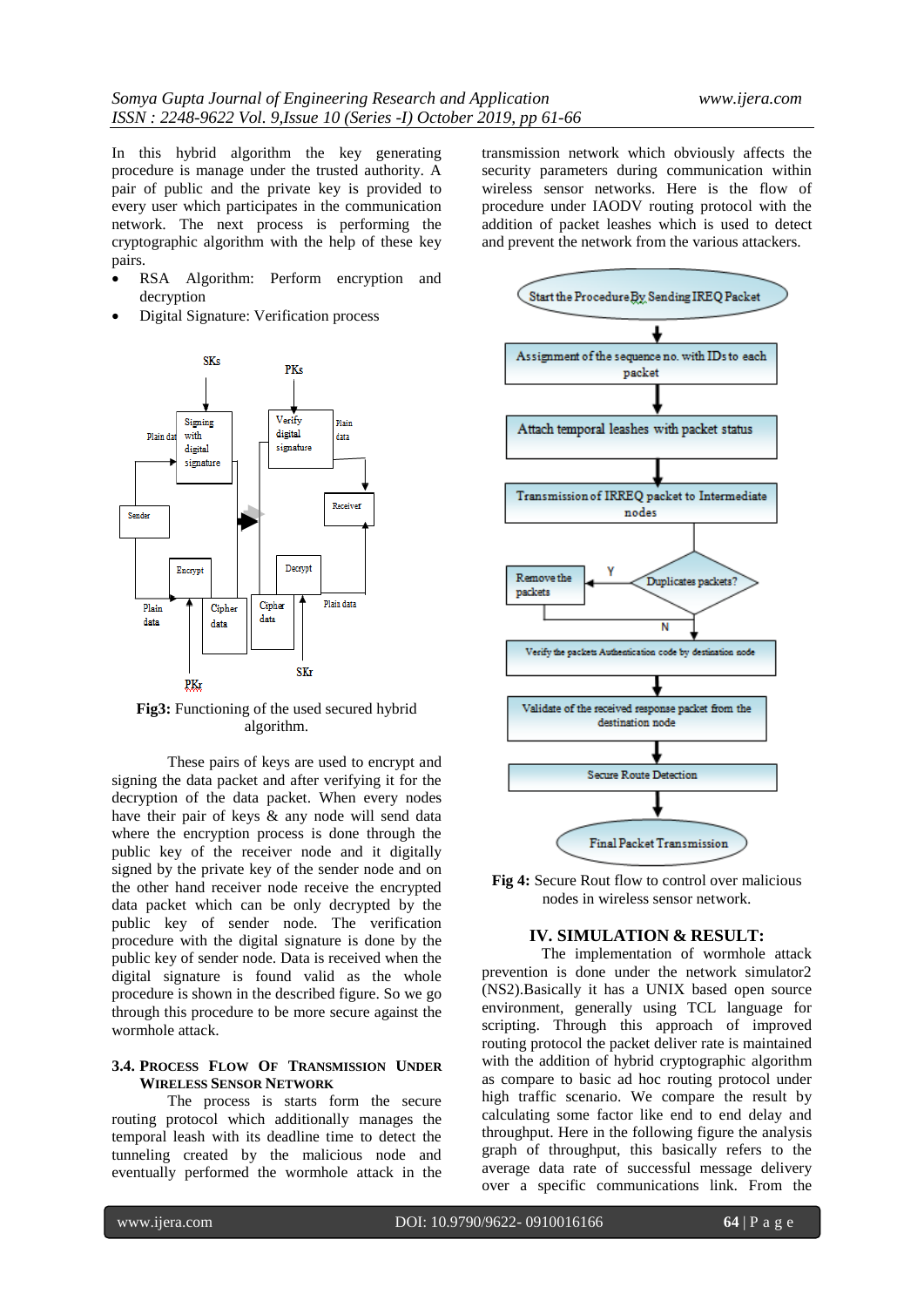In this hybrid algorithm the key generating procedure is manage under the trusted authority. A pair of public and the private key is provided to every user which participates in the communication network. The next process is performing the cryptographic algorithm with the help of these key pairs.

- RSA Algorithm: Perform encryption and decryption
- Digital Signature: Verification process

**Fig3:** Functioning of the used secured hybrid algorithm.

These pairs of keys are used to encrypt and signing the data packet and after verifying it for the decryption of the data packet. When every nodes have their pair of keys & any node will send data where the encryption process is done through the public key of the receiver node and it digitally signed by the private key of the sender node and on the other hand receiver node receive the encrypted data packet which can be only decrypted by the public key of sender node. The verification procedure with the digital signature is done by the public key of sender node. Data is received when the digital signature is found valid as the whole procedure is shown in the described figure. So we go through this procedure to be more secure against the wormhole attack.

### 3.4. Process Flow Of Transmission Under Wireless Sensor Network

The process is starts form the secure routing protocol which additionally manages the temporal leash with its deadline time to detect the tunneling created by the malicious node and eventually performed the wormhole attack in the transmission network which obviously affects the security parameters during communication within wireless sensor networks. Here is the flow of procedure under IAODV routing protocol with the addition of packet leashes which is used to detect and prevent the network from the various attackers.

**Fig 4:** Secure Rout flow to control over malicious nodes in wireless sensor network.

## IV. SIMULATION & RESULT:

The implementation of wormhole attack prevention is done under the network simulator2 (NS2).Basically it has a UNIX based open source environment, generally using TCL language for scripting. Through this approach of improved routing protocol the packet deliver rate is maintained with the addition of hybrid cryptographic algorithm as compare to basic ad hoc routing protocol under high traffic scenario. We compare the result by calculating some factor like end to end delay and throughput. Here in the following figure the analysis graph of throughput, this basically refers to the average data rate of successful message delivery over a specific communications link. From the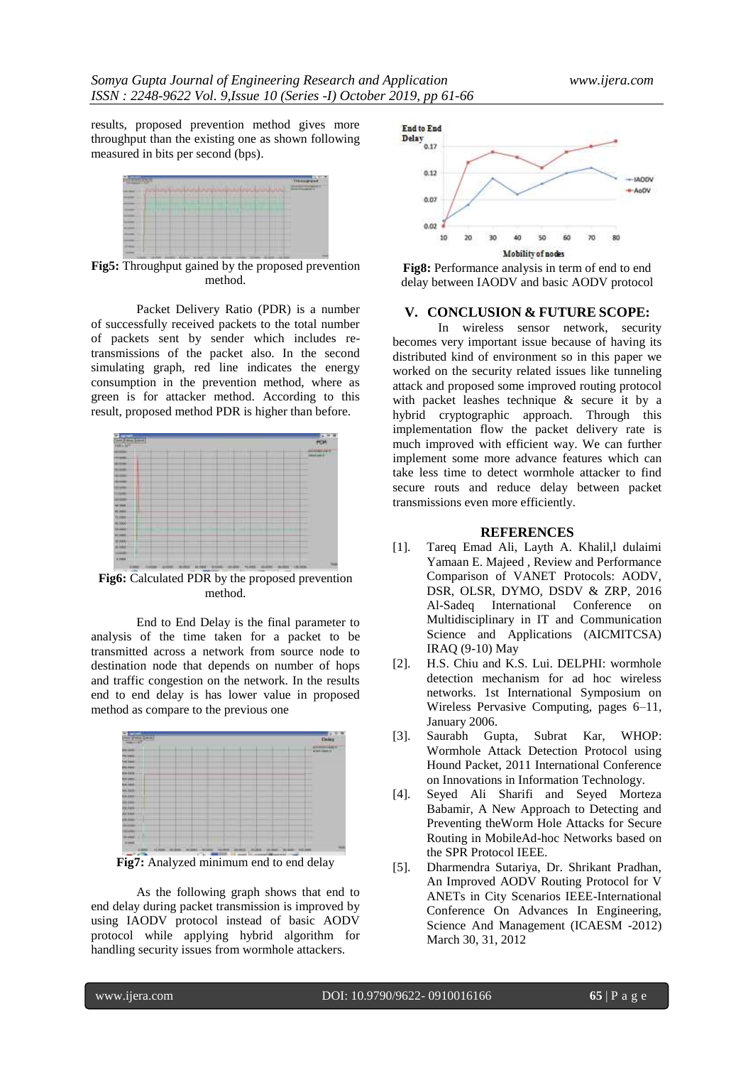results, proposed prevention method gives more throughput than the existing one as shown following measured in bits per second (bps).

**Fig5:** Throughput gained by the proposed prevention method.

Packet Delivery Ratio (PDR) is a number of successfully received packets to the total number of packets sent by sender which includes re-transmissions of the packet also. In the second simulating graph, red line indicates the energy consumption in the prevention method, where as green is for attacker method. According to this result, proposed method PDR is higher than before.

**Fig6:** Calculated PDR by the proposed prevention method.

End to End Delay is the final parameter to analysis of the time taken for a packet to be transmitted across a network from source node to destination node that depends on number of hops and traffic congestion on the network. In the results end to end delay is has lower value in proposed method as compare to the previous one

**Fig7:** Analyzed minimum end to end delay

As the following graph shows that end to end delay during packet transmission is improved by using IAODV protocol instead of basic AODV protocol while applying hybrid algorithm for handling security issues from wormhole attackers.

**Fig8:** Performance analysis in term of end to end delay between IAODV and basic AODV protocol

## V. CONCLUSION & FUTURE SCOPE:

In wireless sensor network, security becomes very important issue because of having its distributed kind of environment so in this paper we worked on the security related issues like tunneling attack and proposed some improved routing protocol with packet leashes technique & secure it by a hybrid cryptographic approach. Through this implementation flow the packet delivery rate is much improved with efficient way. We can further implement some more advance features which can take less time to detect wormhole attacker to find secure routs and reduce delay between packet transmissions even more efficiently.

## REFERENCES

[1]. Tareq Emad Ali, Layth A. Khalil,l dulaimi Yamaan E. Majeed , Review and Performance Comparison of VANET Protocols: AODV, DSR, OLSR, DYMO, DSDV & ZRP, 2016 Al-Sadeq International Conference on Multidisciplinary in IT and Communication Science and Applications (AICMITCSA) IRAQ (9-10) May

[2]. H.S. Chiu and K.S. Lui. DELPHI: wormhole detection mechanism for ad hoc wireless networks. 1st International Symposium on Wireless Pervasive Computing, pages 6–11, January 2006.

[3]. Saurabh Gupta, Subrat Kar, WHOP: Wormhole Attack Detection Protocol using Hound Packet, 2011 International Conference on Innovations in Information Technology.

[4]. Seyed Ali Sharifi and Seyed Morteza Babamir, A New Approach to Detecting and Preventing theWorm Hole Attacks for Secure Routing in MobileAd-hoc Networks based on the SPR Protocol IEEE.

[5]. Dharmendra Sutariya, Dr. Shrikant Pradhan, An Improved AODV Routing Protocol for V ANETs in City Scenarios IEEE-International Conference On Advances In Engineering, Science And Management (ICAESM -2012) March 30, 31, 2012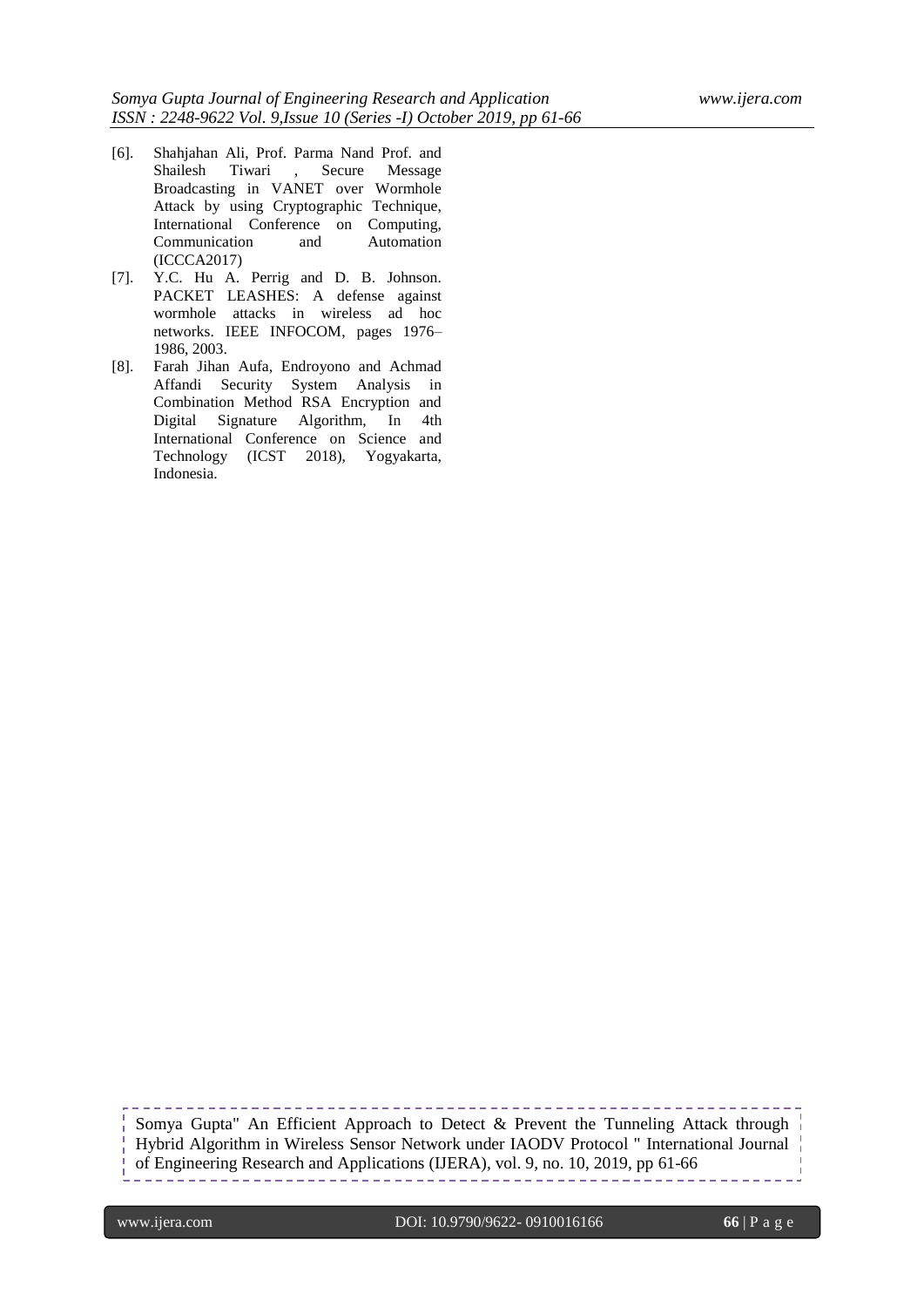[6]. Shahjahan Ali, Prof. Parma Nand Prof. and Shailesh Tiwari , Secure Message Broadcasting in VANET over Wormhole Attack by using Cryptographic Technique, International Conference on Computing, Communication and Automation (ICCCA2017)

[7]. Y.C. Hu A. Perrig and D. B. Johnson. PACKET LEASHES: A defense against wormhole attacks in wireless ad hoc networks. IEEE INFOCOM, pages 1976–1986, 2003.

[8]. Farah Jihan Aufa, Endroyono and Achmad Affandi Security System Analysis in Combination Method RSA Encryption and Digital Signature Algorithm, In 4th International Conference on Science and Technology (ICST 2018), Yogyakarta, Indonesia.

Somya Gupta" An Efficient Approach to Detect & Prevent the Tunneling Attack through Hybrid Algorithm in Wireless Sensor Network under IAODV Protocol " International Journal of Engineering Research and Applications (IJERA), vol. 9, no. 10, 2019, pp 61-66